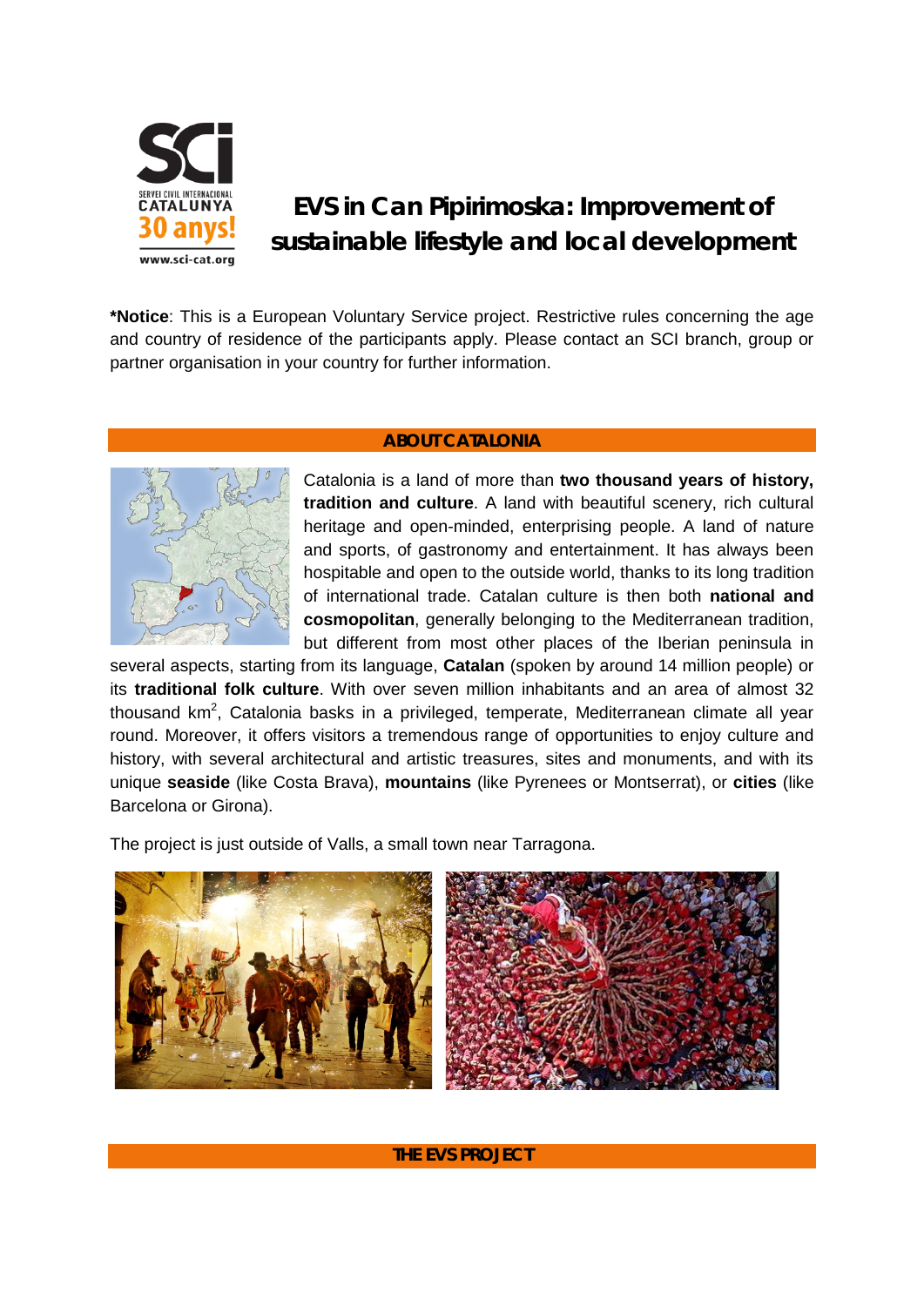# EVS in Can Pipirimoska: Improvement of sustainable lifestyle and local development

**\*Notice**: This is a European Voluntary Service project. Restrictive rules concerning the age and country of residence of the participants apply. Please contact an SCI branch, group or partner organisation in your country for further information.

## ABOUT CATALONIA

Catalonia is a land of more than **two thousand years of history, tradition and culture**. A land with beautiful scenery, rich cultural heritage and open-minded, enterprising people. A land of nature and sports, of gastronomy and entertainment. It has always been hospitable and open to the outside world, thanks to its long tradition of international trade. Catalan culture is then both **national and cosmopolitan**, generally belonging to the Mediterranean tradition, but different from most other places of the Iberian peninsula in several aspects, starting from its language, **Catalan** (spoken by around 14 million people) or its **traditional folk culture**. With over seven million inhabitants and an area of almost 32 thousand km$^2$, Catalonia basks in a privileged, temperate, Mediterranean climate all year round. Moreover, it offers visitors a tremendous range of opportunities to enjoy culture and history, with several architectural and artistic treasures, sites and monuments, and with its unique **seaside** (like Costa Brava), **mountains** (like Pyrenees or Montserrat), or **cities** (like Barcelona or Girona).

The project is just outside of Valls, a small town near Tarragona.

## THE EVS PROJECT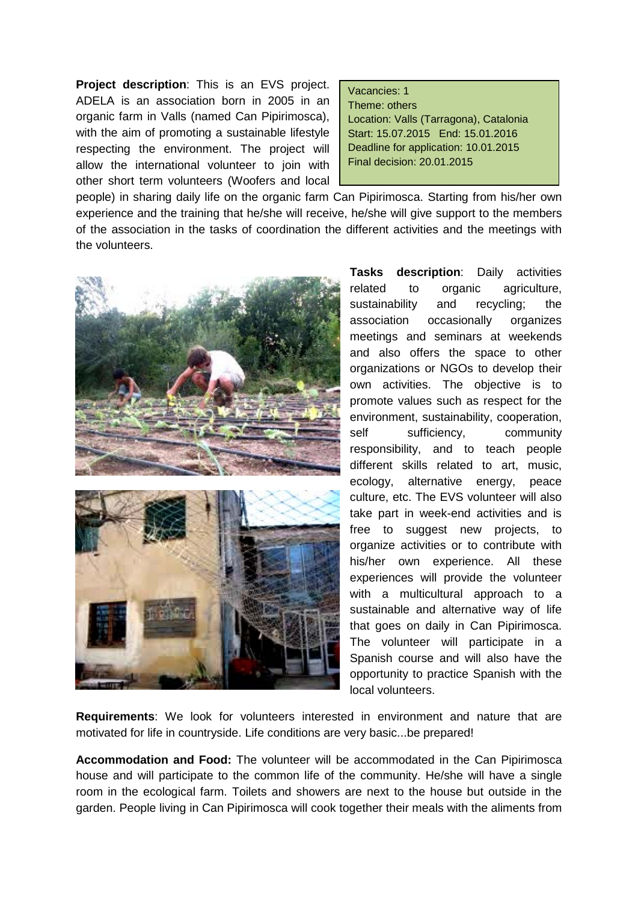**Project description**: This is an EVS project. ADELA is an association born in 2005 in an organic farm in Valls (named Can Pipirimosca), with the aim of promoting a sustainable lifestyle respecting the environment. The project will allow the international volunteer to join with other short term volunteers (Woofers and local people) in sharing daily life on the organic farm Can Pipirimosca. Starting from his/her own experience and the training that he/she will receive, he/she will give support to the members of the association in the tasks of coordination the different activities and the meetings with the volunteers.

Vacancies: 1
Theme: others
Location: Valls (Tarragona), Catalonia
Start: 15.07.2015 End: 15.01.2016
Deadline for application: 10.01.2015
Final decision: 20.01.2015

**Tasks description**: Daily activities related to organic agriculture, sustainability and recycling; the association occasionally organizes meetings and seminars at weekends and also offers the space to other organizations or NGOs to develop their own activities. The objective is to promote values such as respect for the environment, sustainability, cooperation, self sufficiency, community responsibility, and to teach people different skills related to art, music, ecology, alternative energy, peace culture, etc. The EVS volunteer will also take part in week-end activities and is free to suggest new projects, to organize activities or to contribute with his/her own experience. All these experiences will provide the volunteer with a multicultural approach to a sustainable and alternative way of life that goes on daily in Can Pipirimosca. The volunteer will participate in a Spanish course and will also have the opportunity to practice Spanish with the local volunteers.

**Requirements**: We look for volunteers interested in environment and nature that are motivated for life in countryside. Life conditions are very basic...be prepared!

**Accommodation and Food:** The volunteer will be accommodated in the Can Pipirimosca house and will participate to the common life of the community. He/she will have a single room in the ecological farm. Toilets and showers are next to the house but outside in the garden. People living in Can Pipirimosca will cook together their meals with the aliments from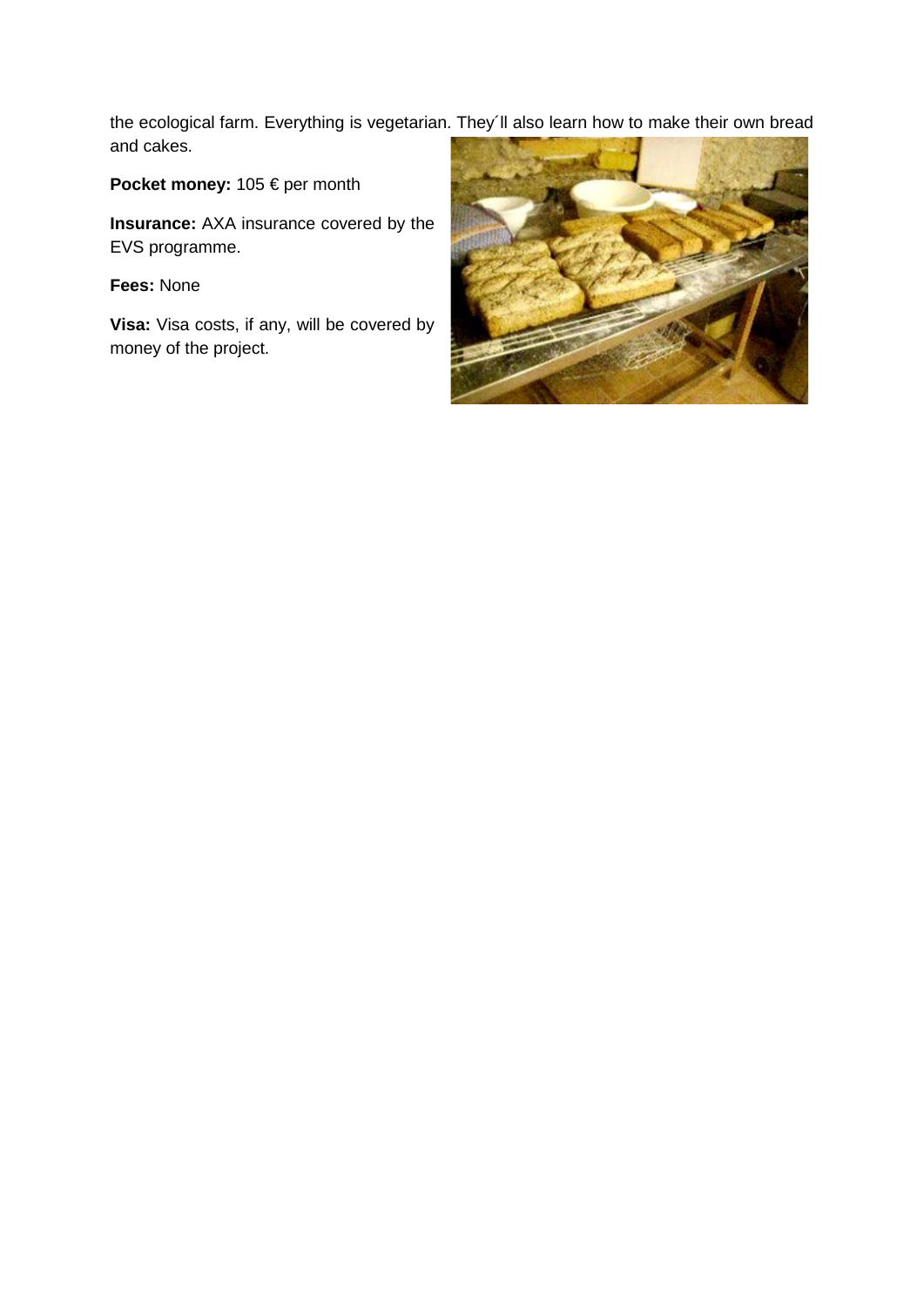the ecological farm. Everything is vegetarian. They´ll also learn how to make their own bread and cakes.

**Pocket money:** 105 € per month

**Insurance:** AXA insurance covered by the EVS programme.

**Fees:** None

**Visa:** Visa costs, if any, will be covered by money of the project.